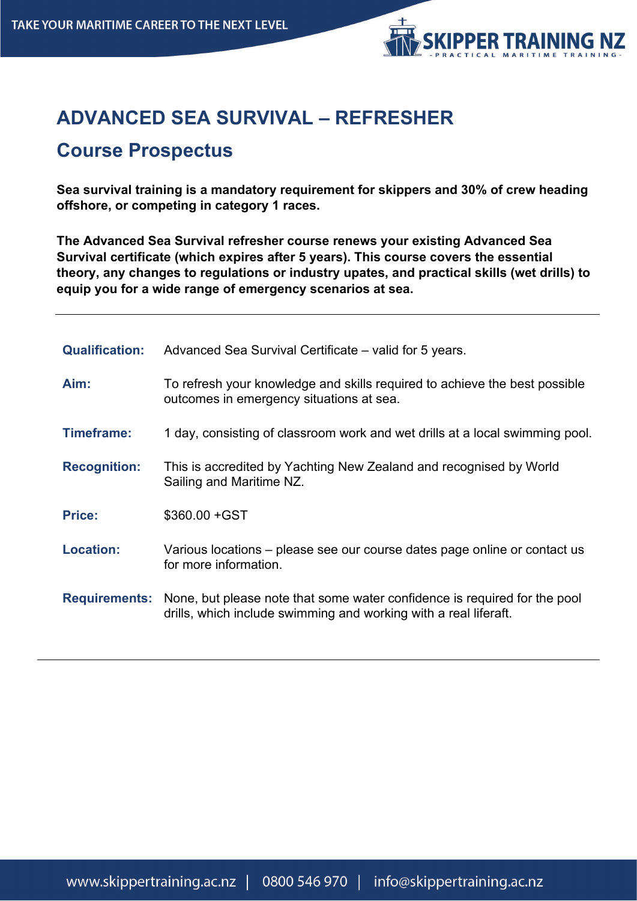# ADVANCED SEA SURVIVAL – REFRESHER

## Course Prospectus

**Sea survival training is a mandatory requirement for skippers and 30% of crew heading offshore, or competing in category 1 races.**

**The Advanced Sea Survival refresher course renews your existing Advanced Sea Survival certificate (which expires after 5 years). This course covers the essential theory, any changes to regulations or industry upates, and practical skills (wet drills) to equip you for a wide range of emergency scenarios at sea.**

---

| | |
|---|---|
| **Qualification:** | Advanced Sea Survival Certificate – valid for 5 years. |
| **Aim:** | To refresh your knowledge and skills required to achieve the best possible outcomes in emergency situations at sea. |
| **Timeframe:** | 1 day, consisting of classroom work and wet drills at a local swimming pool. |
| **Recognition:** | This is accredited by Yachting New Zealand and recognised by World Sailing and Maritime NZ. |
| **Price:** | $360.00 +GST |
| **Location:** | Various locations – please see our course dates page online or contact us for more information. |
| **Requirements:** | None, but please note that some water confidence is required for the pool drills, which include swimming and working with a real liferaft. |

---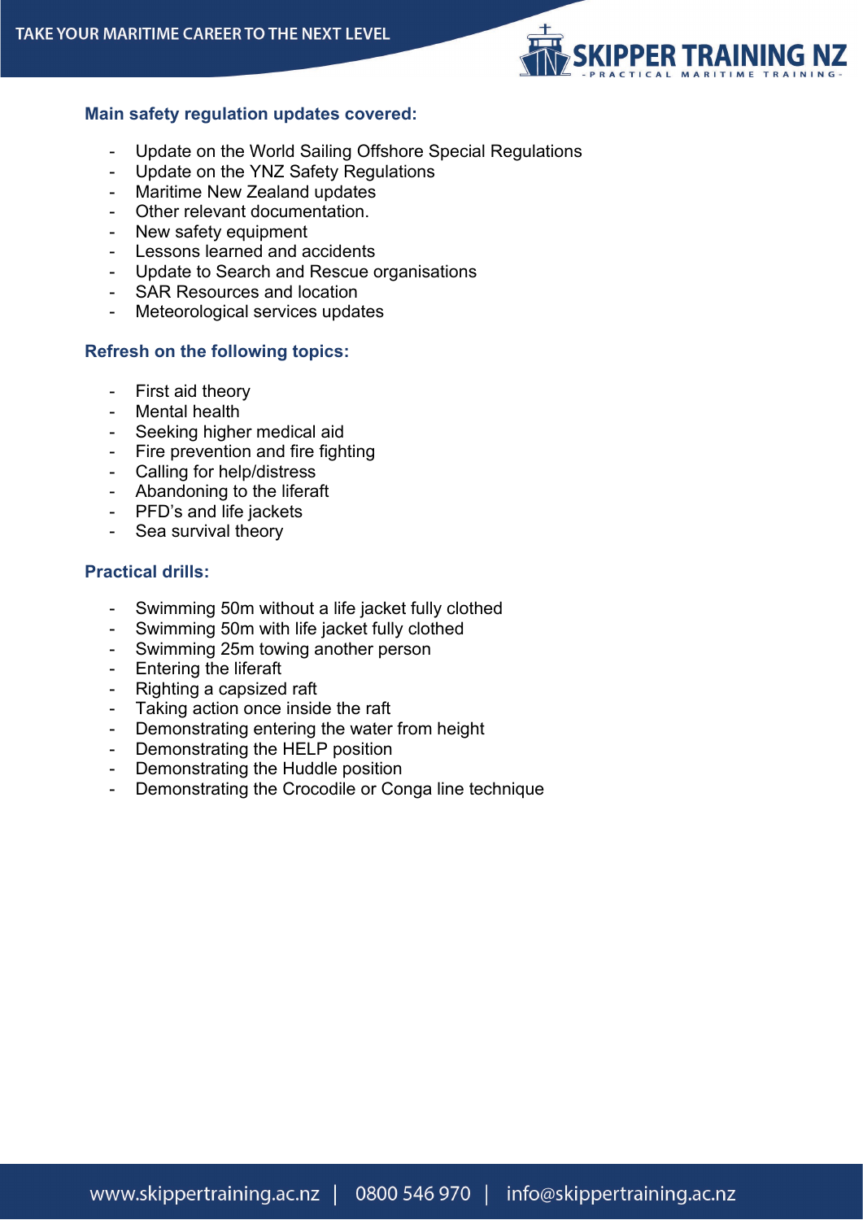**Main safety regulation updates covered:**

- Update on the World Sailing Offshore Special Regulations
- Update on the YNZ Safety Regulations
- Maritime New Zealand updates
- Other relevant documentation.
- New safety equipment
- Lessons learned and accidents
- Update to Search and Rescue organisations
- SAR Resources and location
- Meteorological services updates

**Refresh on the following topics:**

- First aid theory
- Mental health
- Seeking higher medical aid
- Fire prevention and fire fighting
- Calling for help/distress
- Abandoning to the liferaft
- PFD's and life jackets
- Sea survival theory

**Practical drills:**

- Swimming 50m without a life jacket fully clothed
- Swimming 50m with life jacket fully clothed
- Swimming 25m towing another person
- Entering the liferaft
- Righting a capsized raft
- Taking action once inside the raft
- Demonstrating entering the water from height
- Demonstrating the HELP position
- Demonstrating the Huddle position
- Demonstrating the Crocodile or Conga line technique